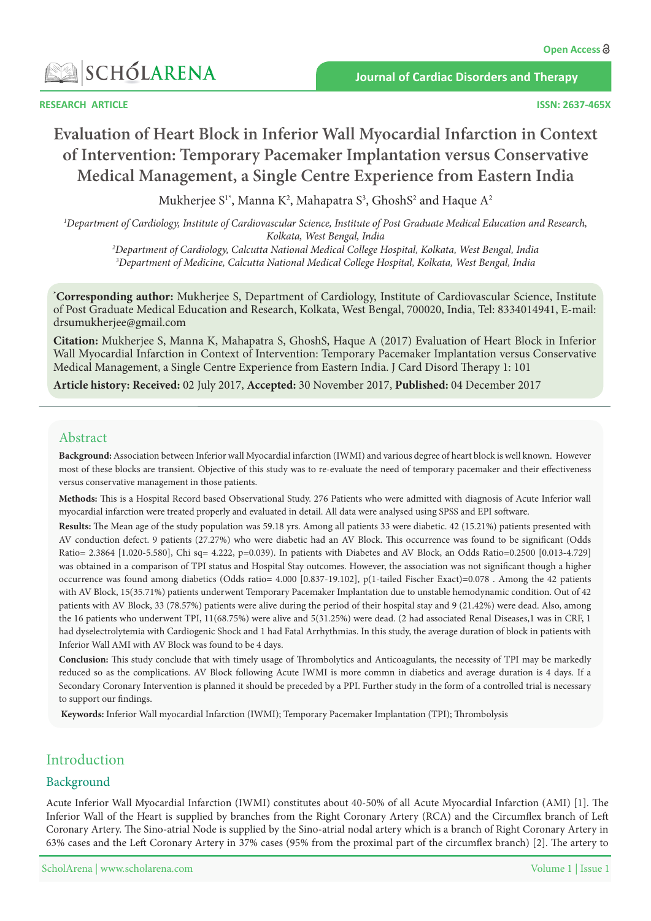RESEARCH ARTICLE

# Evaluation of Heart Block in Inferior Wall Myocardial Infarction in Context of Intervention: Temporary Pacemaker Implantation versus Conservative Medical Management, a Single Centre Experience from Eastern India

Mukherjee S[1*], Manna K[2], Mahapatra S[3], GhoshS[2] and Haque A[2]

[1]Department of Cardiology, Institute of Cardiovascular Science, Institute of Post Graduate Medical Education and Research, Kolkata, West Bengal, India

[2]Department of Cardiology, Calcutta National Medical College Hospital, Kolkata, West Bengal, India

[3]Department of Medicine, Calcutta National Medical College Hospital, Kolkata, West Bengal, India

[*]**Corresponding author:** Mukherjee S, Department of Cardiology, Institute of Cardiovascular Science, Institute of Post Graduate Medical Education and Research, Kolkata, West Bengal, 700020, India, Tel: 8334014941, E-mail: drsumukherjee@gmail.com

**Citation:** Mukherjee S, Manna K, Mahapatra S, GhoshS, Haque A (2017) Evaluation of Heart Block in Inferior Wall Myocardial Infarction in Context of Intervention: Temporary Pacemaker Implantation versus Conservative Medical Management, a Single Centre Experience from Eastern India. J Card Disord Therapy 1: 101

**Article history: Received:** 02 July 2017, **Accepted:** 30 November 2017, **Published:** 04 December 2017

## Abstract

**Background:** Association between Inferior wall Myocardial infarction (IWMI) and various degree of heart block is well known. However most of these blocks are transient. Objective of this study was to re-evaluate the need of temporary pacemaker and their effectiveness versus conservative management in those patients.

**Methods:** This is a Hospital Record based Observational Study. 276 Patients who were admitted with diagnosis of Acute Inferior wall myocardial infarction were treated properly and evaluated in detail. All data were analysed using SPSS and EPI software.

**Results:** The Mean age of the study population was 59.18 yrs. Among all patients 33 were diabetic. 42 (15.21%) patients presented with AV conduction defect. 9 patients (27.27%) who were diabetic had an AV Block. This occurrence was found to be significant (Odds Ratio= 2.3864 [1.020-5.580], Chi sq= 4.222, p=0.039). In patients with Diabetes and AV Block, an Odds Ratio=0.2500 [0.013-4.729] was obtained in a comparison of TPI status and Hospital Stay outcomes. However, the association was not significant though a higher occurrence was found among diabetics (Odds ratio= 4.000 [0.837-19.102], p(1-tailed Fischer Exact)=0.078 . Among the 42 patients with AV Block, 15(35.71%) patients underwent Temporary Pacemaker Implantation due to unstable hemodynamic condition. Out of 42 patients with AV Block, 33 (78.57%) patients were alive during the period of their hospital stay and 9 (21.42%) were dead. Also, among the 16 patients who underwent TPI, 11(68.75%) were alive and 5(31.25%) were dead. (2 had associated Renal Diseases,1 was in CRF, 1 had dyselectrolytemia with Cardiogenic Shock and 1 had Fatal Arrhythmias. In this study, the average duration of block in patients with Inferior Wall AMI with AV Block was found to be 4 days.

**Conclusion:** This study conclude that with timely usage of Thrombolytics and Anticoagulants, the necessity of TPI may be markedly reduced so as the complications. AV Block following Acute IWMI is more commn in diabetics and average duration is 4 days. If a Secondary Coronary Intervention is planned it should be preceded by a PPI. Further study in the form of a controlled trial is necessary to support our findings.

**Keywords:** Inferior Wall myocardial Infarction (IWMI); Temporary Pacemaker Implantation (TPI); Thrombolysis

## Introduction

### Background

Acute Inferior Wall Myocardial Infarction (IWMI) constitutes about 40-50% of all Acute Myocardial Infarction (AMI) [1]. The Inferior Wall of the Heart is supplied by branches from the Right Coronary Artery (RCA) and the Circumflex branch of Left Coronary Artery. The Sino-atrial Node is supplied by the Sino-atrial nodal artery which is a branch of Right Coronary Artery in 63% cases and the Left Coronary Artery in 37% cases (95% from the proximal part of the circumflex branch) [2]. The artery to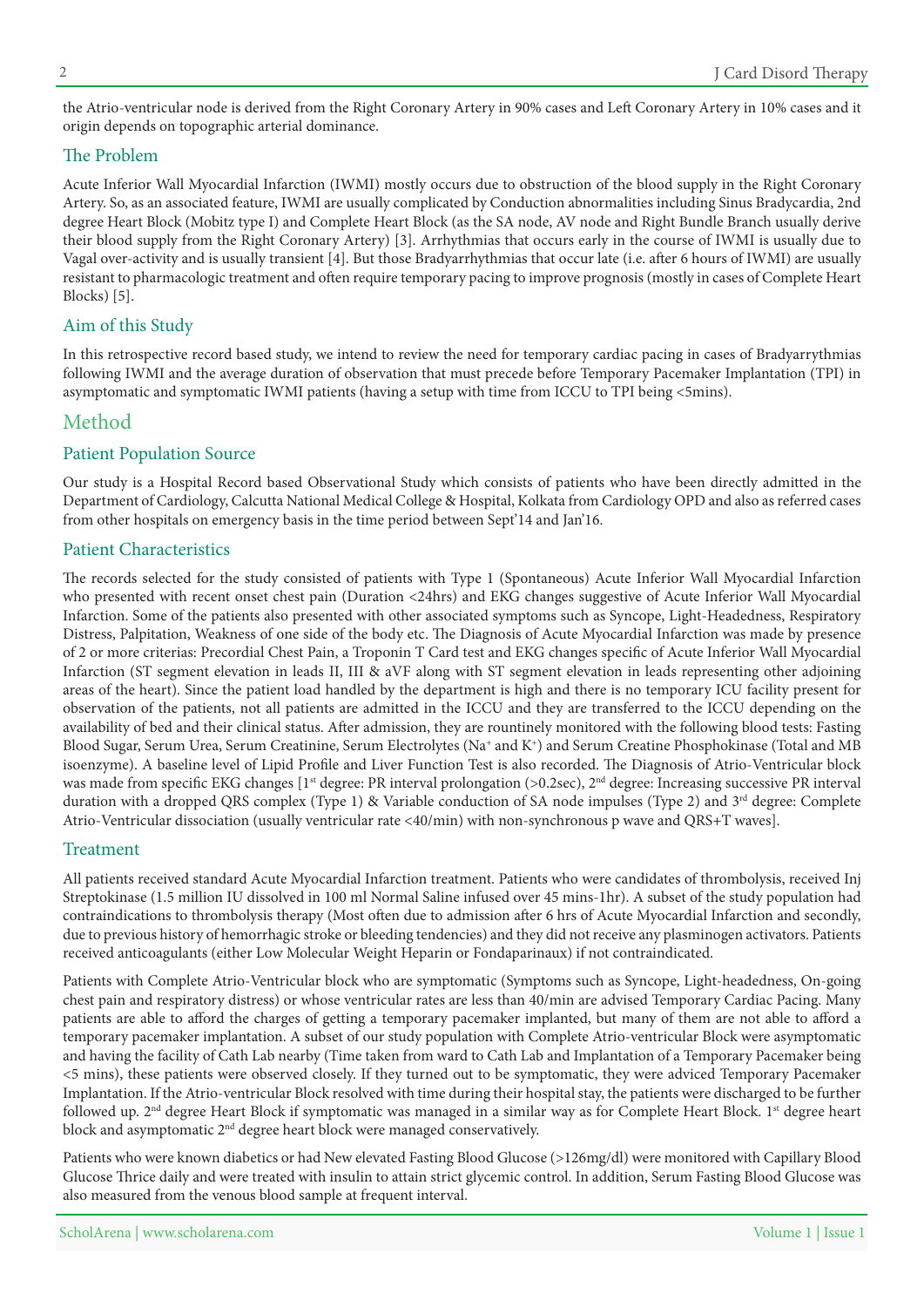the Atrio-ventricular node is derived from the Right Coronary Artery in 90% cases and Left Coronary Artery in 10% cases and it origin depends on topographic arterial dominance.

## The Problem

Acute Inferior Wall Myocardial Infarction (IWMI) mostly occurs due to obstruction of the blood supply in the Right Coronary Artery. So, as an associated feature, IWMI are usually complicated by Conduction abnormalities including Sinus Bradycardia, 2nd degree Heart Block (Mobitz type I) and Complete Heart Block (as the SA node, AV node and Right Bundle Branch usually derive their blood supply from the Right Coronary Artery) [3]. Arrhythmias that occurs early in the course of IWMI is usually due to Vagal over-activity and is usually transient [4]. But those Bradyarrhythmias that occur late (i.e. after 6 hours of IWMI) are usually resistant to pharmacologic treatment and often require temporary pacing to improve prognosis (mostly in cases of Complete Heart Blocks) [5].

## Aim of this Study

In this retrospective record based study, we intend to review the need for temporary cardiac pacing in cases of Bradyarrythmias following IWMI and the average duration of observation that must precede before Temporary Pacemaker Implantation (TPI) in asymptomatic and symptomatic IWMI patients (having a setup with time from ICCU to TPI being <5mins).

# Method

## Patient Population Source

Our study is a Hospital Record based Observational Study which consists of patients who have been directly admitted in the Department of Cardiology, Calcutta National Medical College & Hospital, Kolkata from Cardiology OPD and also as referred cases from other hospitals on emergency basis in the time period between Sept'14 and Jan'16.

## Patient Characteristics

The records selected for the study consisted of patients with Type 1 (Spontaneous) Acute Inferior Wall Myocardial Infarction who presented with recent onset chest pain (Duration <24hrs) and EKG changes suggestive of Acute Inferior Wall Myocardial Infarction. Some of the patients also presented with other associated symptoms such as Syncope, Light-Headedness, Respiratory Distress, Palpitation, Weakness of one side of the body etc. The Diagnosis of Acute Myocardial Infarction was made by presence of 2 or more criterias: Precordial Chest Pain, a Troponin T Card test and EKG changes specific of Acute Inferior Wall Myocardial Infarction (ST segment elevation in leads II, III & aVF along with ST segment elevation in leads representing other adjoining areas of the heart). Since the patient load handled by the department is high and there is no temporary ICU facility present for observation of the patients, not all patients are admitted in the ICCU and they are transferred to the ICCU depending on the availability of bed and their clinical status. After admission, they are rountinely monitored with the following blood tests: Fasting Blood Sugar, Serum Urea, Serum Creatinine, Serum Electrolytes ($Na^+$ and $K^+$) and Serum Creatine Phosphokinase (Total and MB isoenzyme). A baseline level of Lipid Profile and Liver Function Test is also recorded. The Diagnosis of Atrio-Ventricular block was made from specific EKG changes [1st degree: PR interval prolongation (>0.2sec), 2nd degree: Increasing successive PR interval duration with a dropped QRS complex (Type 1) & Variable conduction of SA node impulses (Type 2) and 3rd degree: Complete Atrio-Ventricular dissociation (usually ventricular rate <40/min) with non-synchronous p wave and QRS+T waves].

## Treatment

All patients received standard Acute Myocardial Infarction treatment. Patients who were candidates of thrombolysis, received Inj Streptokinase (1.5 million IU dissolved in 100 ml Normal Saline infused over 45 mins-1hr). A subset of the study population had contraindications to thrombolysis therapy (Most often due to admission after 6 hrs of Acute Myocardial Infarction and secondly, due to previous history of hemorrhagic stroke or bleeding tendencies) and they did not receive any plasminogen activators. Patients received anticoagulants (either Low Molecular Weight Heparin or Fondaparinaux) if not contraindicated.

Patients with Complete Atrio-Ventricular block who are symptomatic (Symptoms such as Syncope, Light-headedness, On-going chest pain and respiratory distress) or whose ventricular rates are less than 40/min are advised Temporary Cardiac Pacing. Many patients are able to afford the charges of getting a temporary pacemaker implanted, but many of them are not able to afford a temporary pacemaker implantation. A subset of our study population with Complete Atrio-ventricular Block were asymptomatic and having the facility of Cath Lab nearby (Time taken from ward to Cath Lab and Implantation of a Temporary Pacemaker being <5 mins), these patients were observed closely. If they turned out to be symptomatic, they were adviced Temporary Pacemaker Implantation. If the Atrio-ventricular Block resolved with time during their hospital stay, the patients were discharged to be further followed up. 2nd degree Heart Block if symptomatic was managed in a similar way as for Complete Heart Block. 1st degree heart block and asymptomatic 2nd degree heart block were managed conservatively.

Patients who were known diabetics or had New elevated Fasting Blood Glucose (>126mg/dl) were monitored with Capillary Blood Glucose Thrice daily and were treated with insulin to attain strict glycemic control. In addition, Serum Fasting Blood Glucose was also measured from the venous blood sample at frequent interval.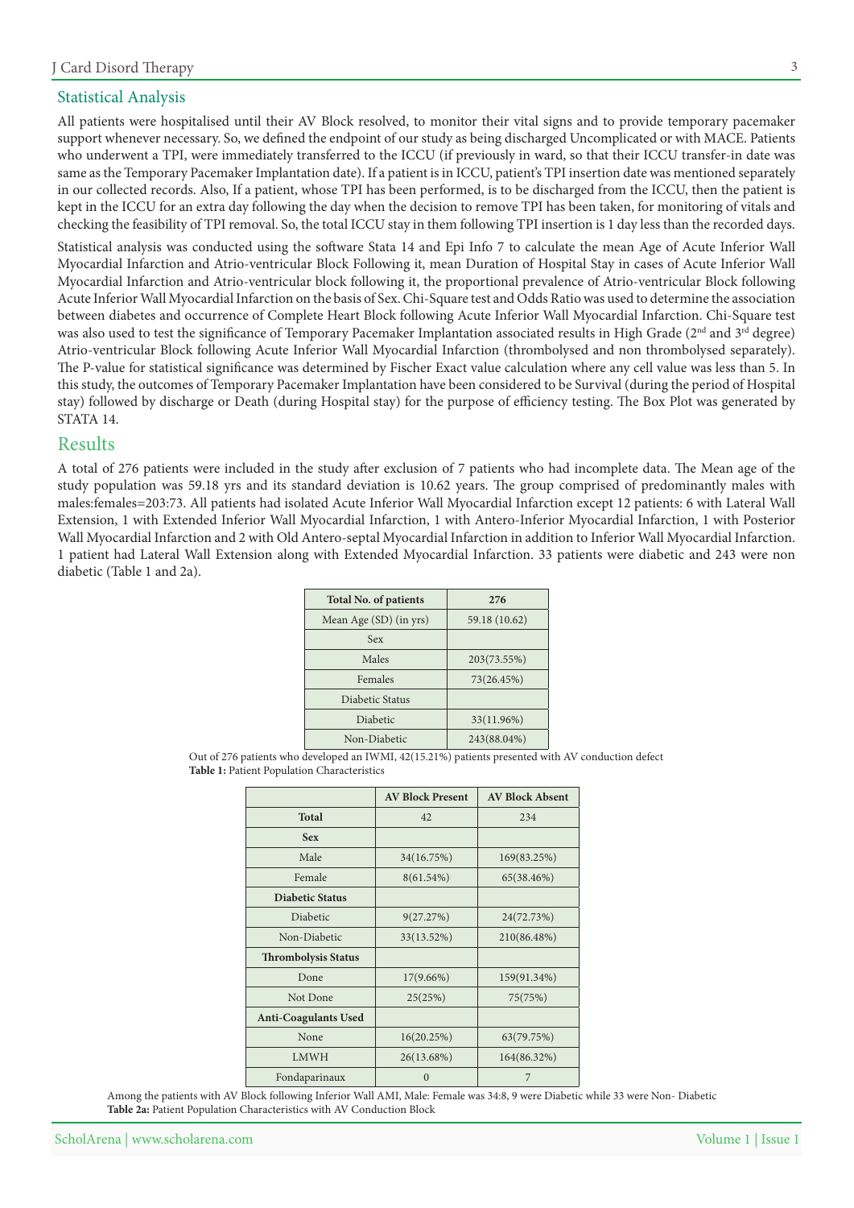## Statistical Analysis

All patients were hospitalised until their AV Block resolved, to monitor their vital signs and to provide temporary pacemaker support whenever necessary. So, we defined the endpoint of our study as being discharged Uncomplicated or with MACE. Patients who underwent a TPI, were immediately transferred to the ICCU (if previously in ward, so that their ICCU transfer-in date was same as the Temporary Pacemaker Implantation date). If a patient is in ICCU, patient's TPI insertion date was mentioned separately in our collected records. Also, If a patient, whose TPI has been performed, is to be discharged from the ICCU, then the patient is kept in the ICCU for an extra day following the day when the decision to remove TPI has been taken, for monitoring of vitals and checking the feasibility of TPI removal. So, the total ICCU stay in them following TPI insertion is 1 day less than the recorded days.

Statistical analysis was conducted using the software Stata 14 and Epi Info 7 to calculate the mean Age of Acute Inferior Wall Myocardial Infarction and Atrio-ventricular Block Following it, mean Duration of Hospital Stay in cases of Acute Inferior Wall Myocardial Infarction and Atrio-ventricular block following it, the proportional prevalence of Atrio-ventricular Block following Acute Inferior Wall Myocardial Infarction on the basis of Sex. Chi-Square test and Odds Ratio was used to determine the association between diabetes and occurrence of Complete Heart Block following Acute Inferior Wall Myocardial Infarction. Chi-Square test was also used to test the significance of Temporary Pacemaker Implantation associated results in High Grade (2nd and 3rd degree) Atrio-ventricular Block following Acute Inferior Wall Myocardial Infarction (thrombolysed and non thrombolysed separately). The P-value for statistical significance was determined by Fischer Exact value calculation where any cell value was less than 5. In this study, the outcomes of Temporary Pacemaker Implantation have been considered to be Survival (during the period of Hospital stay) followed by discharge or Death (during Hospital stay) for the purpose of efficiency testing. The Box Plot was generated by STATA 14.

## Results

A total of 276 patients were included in the study after exclusion of 7 patients who had incomplete data. The Mean age of the study population was 59.18 yrs and its standard deviation is 10.62 years. The group comprised of predominantly males with males:females=203:73. All patients had isolated Acute Inferior Wall Myocardial Infarction except 12 patients: 6 with Lateral Wall Extension, 1 with Extended Inferior Wall Myocardial Infarction, 1 with Antero-Inferior Myocardial Infarction, 1 with Posterior Wall Myocardial Infarction and 2 with Old Antero-septal Myocardial Infarction in addition to Inferior Wall Myocardial Infarction. 1 patient had Lateral Wall Extension along with Extended Myocardial Infarction. 33 patients were diabetic and 243 were non diabetic (Table 1 and 2a).

| Total No. of patients | 276 |
|---|---|
| Mean Age (SD) (in yrs) | 59.18 (10.62) |
| Sex | |
| Males | 203(73.55%) |
| Females | 73(26.45%) |
| Diabetic Status | |
| Diabetic | 33(11.96%) |
| Non-Diabetic | 243(88.04%) |

Out of 276 patients who developed an IWMI, 42(15.21%) patients presented with AV conduction defect

**Table 1:** Patient Population Characteristics

| | AV Block Present | AV Block Absent |
|---|---|---|
| **Total** | 42 | 234 |
| **Sex** | | |
| Male | 34(16.75%) | 169(83.25%) |
| Female | 8(61.54%) | 65(38.46%) |
| **Diabetic Status** | | |
| Diabetic | 9(27.27%) | 24(72.73%) |
| Non-Diabetic | 33(13.52%) | 210(86.48%) |
| **Thrombolysis Status** | | |
| Done | 17(9.66%) | 159(91.34%) |
| Not Done | 25(25%) | 75(75%) |
| **Anti-Coagulants Used** | | |
| None | 16(20.25%) | 63(79.75%) |
| LMWH | 26(13.68%) | 164(86.32%) |
| Fondaparinaux | 0 | 7 |

Among the patients with AV Block following Inferior Wall AMI, Male: Female was 34:8, 9 were Diabetic while 33 were Non- Diabetic

**Table 2a:** Patient Population Characteristics with AV Conduction Block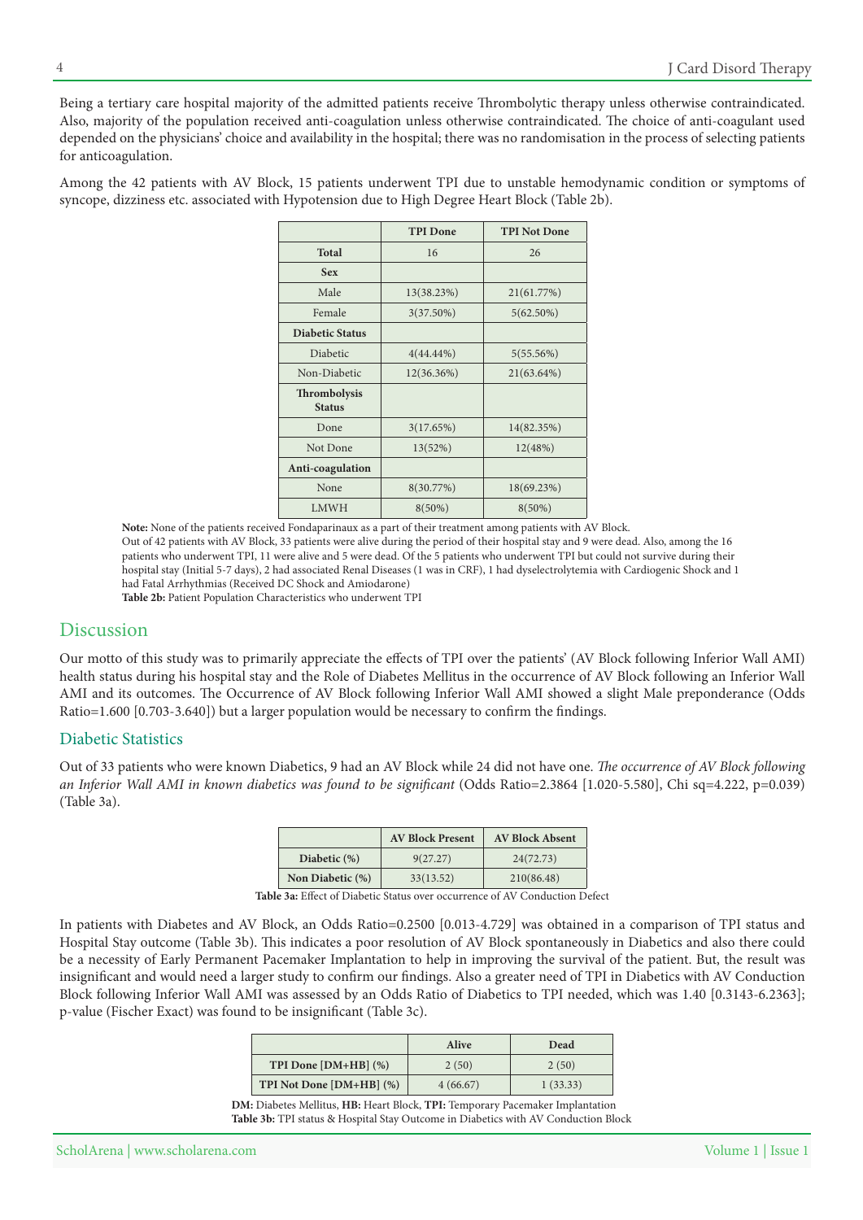Being a tertiary care hospital majority of the admitted patients receive Thrombolytic therapy unless otherwise contraindicated. Also, majority of the population received anti-coagulation unless otherwise contraindicated. The choice of anti-coagulant used depended on the physicians' choice and availability in the hospital; there was no randomisation in the process of selecting patients for anticoagulation.

Among the 42 patients with AV Block, 15 patients underwent TPI due to unstable hemodynamic condition or symptoms of syncope, dizziness etc. associated with Hypotension due to High Degree Heart Block (Table 2b).

| | TPI Done | TPI Not Done |
|---|---|---|
| **Total** | 16 | 26 |
| **Sex** | | |
| Male | 13(38.23%) | 21(61.77%) |
| Female | 3(37.50%) | 5(62.50%) |
| **Diabetic Status** | | |
| Diabetic | 4(44.44%) | 5(55.56%) |
| Non-Diabetic | 12(36.36%) | 21(63.64%) |
| **Thrombolysis Status** | | |
| Done | 3(17.65%) | 14(82.35%) |
| Not Done | 13(52%) | 12(48%) |
| **Anti-coagulation** | | |
| None | 8(30.77%) | 18(69.23%) |
| LMWH | 8(50%) | 8(50%) |

**Note:** None of the patients received Fondaparinaux as a part of their treatment among patients with AV Block.
Out of 42 patients with AV Block, 33 patients were alive during the period of their hospital stay and 9 were dead. Also, among the 16 patients who underwent TPI, 11 were alive and 5 were dead. Of the 5 patients who underwent TPI but could not survive during their hospital stay (Initial 5-7 days), 2 had associated Renal Diseases (1 was in CRF), 1 had dyselectrolytemia with Cardiogenic Shock and 1 had Fatal Arrhythmias (Received DC Shock and Amiodarone)

**Table 2b:** Patient Population Characteristics who underwent TPI

## Discussion

Our motto of this study was to primarily appreciate the effects of TPI over the patients' (AV Block following Inferior Wall AMI) health status during his hospital stay and the Role of Diabetes Mellitus in the occurrence of AV Block following an Inferior Wall AMI and its outcomes. The Occurrence of AV Block following Inferior Wall AMI showed a slight Male preponderance (Odds Ratio=1.600 [0.703-3.640]) but a larger population would be necessary to confirm the findings.

### Diabetic Statistics

Out of 33 patients who were known Diabetics, 9 had an AV Block while 24 did not have one. *The occurrence of AV Block following an Inferior Wall AMI in known diabetics was found to be significant* (Odds Ratio=2.3864 [1.020-5.580], Chi sq=4.222, p=0.039) (Table 3a).

| | AV Block Present | AV Block Absent |
|---|---|---|
| **Diabetic (%)** | 9(27.27) | 24(72.73) |
| **Non Diabetic (%)** | 33(13.52) | 210(86.48) |

**Table 3a:** Effect of Diabetic Status over occurrence of AV Conduction Defect

In patients with Diabetes and AV Block, an Odds Ratio=0.2500 [0.013-4.729] was obtained in a comparison of TPI status and Hospital Stay outcome (Table 3b). This indicates a poor resolution of AV Block spontaneously in Diabetics and also there could be a necessity of Early Permanent Pacemaker Implantation to help in improving the survival of the patient. But, the result was insignificant and would need a larger study to confirm our findings. Also a greater need of TPI in Diabetics with AV Conduction Block following Inferior Wall AMI was assessed by an Odds Ratio of Diabetics to TPI needed, which was 1.40 [0.3143-6.2363]; p-value (Fischer Exact) was found to be insignificant (Table 3c).

| | Alive | Dead |
|---|---|---|
| **TPI Done [DM+HB] (%)** | 2 (50) | 2 (50) |
| **TPI Not Done [DM+HB] (%)** | 4 (66.67) | 1 (33.33) |

**DM:** Diabetes Mellitus, **HB:** Heart Block, **TPI:** Temporary Pacemaker Implantation

**Table 3b:** TPI status & Hospital Stay Outcome in Diabetics with AV Conduction Block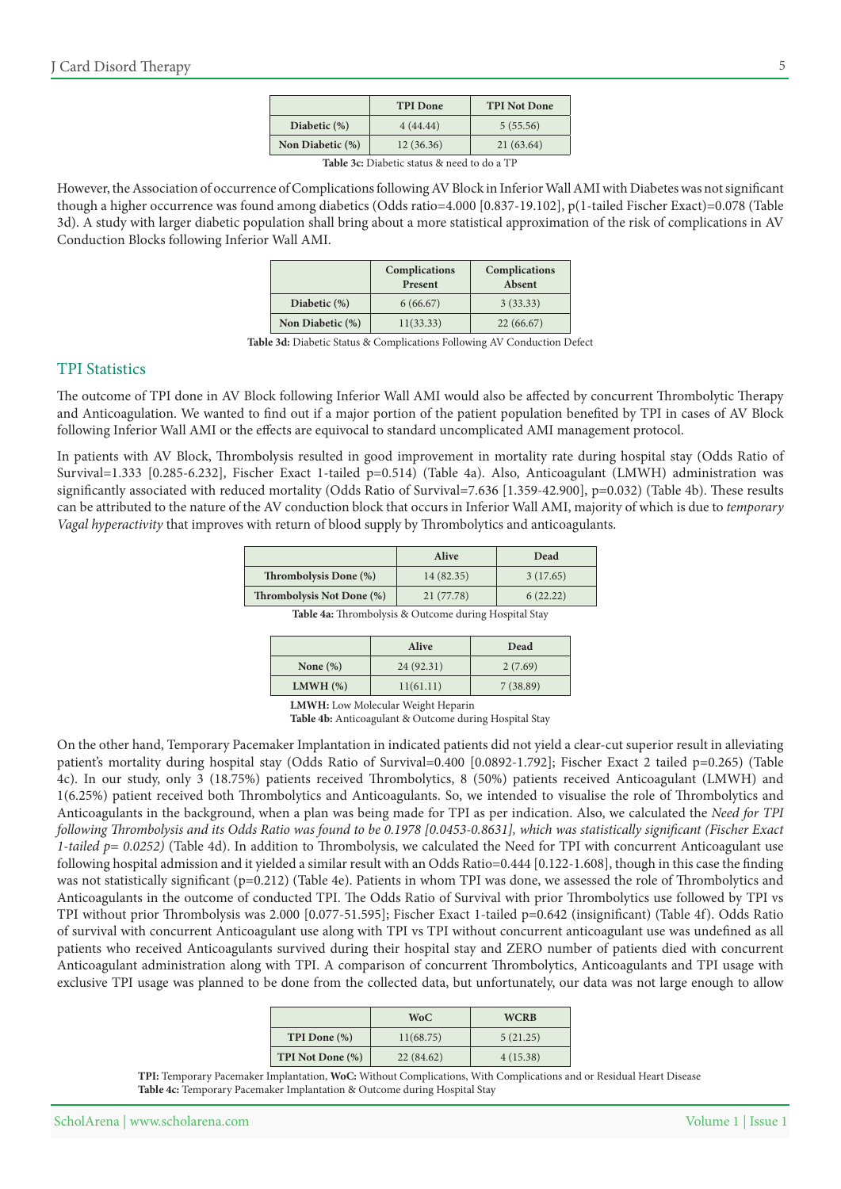| | TPI Done | TPI Not Done |
|---|---|---|
| Diabetic (%) | 4 (44.44) | 5 (55.56) |
| Non Diabetic (%) | 12 (36.36) | 21 (63.64) |

**Table 3c:** Diabetic status & need to do a TP

However, the Association of occurrence of Complications following AV Block in Inferior Wall AMI with Diabetes was not significant though a higher occurrence was found among diabetics (Odds ratio=4.000 [0.837-19.102], p(1-tailed Fischer Exact)=0.078 (Table 3d). A study with larger diabetic population shall bring about a more statistical approximation of the risk of complications in AV Conduction Blocks following Inferior Wall AMI.

| | Complications Present | Complications Absent |
|---|---|---|
| Diabetic (%) | 6 (66.67) | 3 (33.33) |
| Non Diabetic (%) | 11(33.33) | 22 (66.67) |

**Table 3d:** Diabetic Status & Complications Following AV Conduction Defect

## TPI Statistics

The outcome of TPI done in AV Block following Inferior Wall AMI would also be affected by concurrent Thrombolytic Therapy and Anticoagulation. We wanted to find out if a major portion of the patient population benefited by TPI in cases of AV Block following Inferior Wall AMI or the effects are equivocal to standard uncomplicated AMI management protocol.

In patients with AV Block, Thrombolysis resulted in good improvement in mortality rate during hospital stay (Odds Ratio of Survival=1.333 [0.285-6.232], Fischer Exact 1-tailed p=0.514) (Table 4a). Also, Anticoagulant (LMWH) administration was significantly associated with reduced mortality (Odds Ratio of Survival=7.636 [1.359-42.900], p=0.032) (Table 4b). These results can be attributed to the nature of the AV conduction block that occurs in Inferior Wall AMI, majority of which is due to *temporary Vagal hyperactivity* that improves with return of blood supply by Thrombolytics and anticoagulants.

| | Alive | Dead |
|---|---|---|
| Thrombolysis Done (%) | 14 (82.35) | 3 (17.65) |
| Thrombolysis Not Done (%) | 21 (77.78) | 6 (22.22) |

**Table 4a:** Thrombolysis & Outcome during Hospital Stay

| | Alive | Dead |
|---|---|---|
| None (%) | 24 (92.31) | 2 (7.69) |
| LMWH (%) | 11(61.11) | 7 (38.89) |

**LMWH:** Low Molecular Weight Heparin

**Table 4b:** Anticoagulant & Outcome during Hospital Stay

On the other hand, Temporary Pacemaker Implantation in indicated patients did not yield a clear-cut superior result in alleviating patient's mortality during hospital stay (Odds Ratio of Survival=0.400 [0.0892-1.792]; Fischer Exact 2 tailed p=0.265) (Table 4c). In our study, only 3 (18.75%) patients received Thrombolytics, 8 (50%) patients received Anticoagulant (LMWH) and 1(6.25%) patient received both Thrombolytics and Anticoagulants. So, we intended to visualise the role of Thrombolytics and Anticoagulants in the background, when a plan was being made for TPI as per indication. Also, we calculated the *Need for TPI following Thrombolysis and its Odds Ratio was found to be 0.1978 [0.0453-0.8631], which was statistically significant (Fischer Exact 1-tailed p= 0.0252)* (Table 4d). In addition to Thrombolysis, we calculated the Need for TPI with concurrent Anticoagulant use following hospital admission and it yielded a similar result with an Odds Ratio=0.444 [0.122-1.608], though in this case the finding was not statistically significant (p=0.212) (Table 4e). Patients in whom TPI was done, we assessed the role of Thrombolytics and Anticoagulants in the outcome of conducted TPI. The Odds Ratio of Survival with prior Thrombolytics use followed by TPI vs TPI without prior Thrombolysis was 2.000 [0.077-51.595]; Fischer Exact 1-tailed p=0.642 (insignificant) (Table 4f). Odds Ratio of survival with concurrent Anticoagulant use along with TPI vs TPI without concurrent anticoagulant use was undefined as all patients who received Anticoagulants survived during their hospital stay and ZERO number of patients died with concurrent Anticoagulant administration along with TPI. A comparison of concurrent Thrombolytics, Anticoagulants and TPI usage with exclusive TPI usage was planned to be done from the collected data, but unfortunately, our data was not large enough to allow

| | WoC | WCRB |
|---|---|---|
| TPI Done (%) | 11(68.75) | 5 (21.25) |
| TPI Not Done (%) | 22 (84.62) | 4 (15.38) |

**TPI:** Temporary Pacemaker Implantation, **WoC:** Without Complications, With Complications and or Residual Heart Disease

**Table 4c:** Temporary Pacemaker Implantation & Outcome during Hospital Stay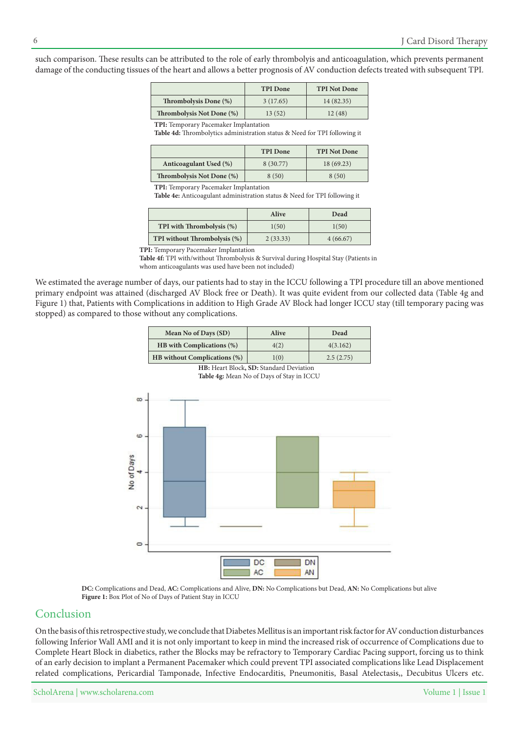such comparison. These results can be attributed to the role of early thrombolyis and anticoagulation, which prevents permanent damage of the conducting tissues of the heart and allows a better prognosis of AV conduction defects treated with subsequent TPI.

| | TPI Done | TPI Not Done |
|---|---|---|
| Thrombolysis Done (%) | 3 (17.65) | 14 (82.35) |
| Thrombolysis Not Done (%) | 13 (52) | 12 (48) |

**TPI:** Temporary Pacemaker Implantation
**Table 4d:** Thrombolytics administration status & Need for TPI following it

| | TPI Done | TPI Not Done |
|---|---|---|
| Anticoagulant Used (%) | 8 (30.77) | 18 (69.23) |
| Thrombolysis Not Done (%) | 8 (50) | 8 (50) |

**TPI:** Temporary Pacemaker Implantation
**Table 4e:** Anticoagulant administration status & Need for TPI following it

| | Alive | Dead |
|---|---|---|
| TPI with Thrombolysis (%) | 1(50) | 1(50) |
| TPI without Thrombolysis (%) | 2 (33.33) | 4 (66.67) |

**TPI:** Temporary Pacemaker Implantation
**Table 4f:** TPI with/without Thrombolysis & Survival during Hospital Stay (Patients in whom anticoagulants was used have been not included)

We estimated the average number of days, our patients had to stay in the ICCU following a TPI procedure till an above mentioned primary endpoint was attained (discharged AV Block free or Death). It was quite evident from our collected data (Table 4g and Figure 1) that, Patients with Complications in addition to High Grade AV Block had longer ICCU stay (till temporary pacing was stopped) as compared to those without any complications.

| Mean No of Days (SD) | Alive | Dead |
|---|---|---|
| HB with Complications (%) | 4(2) | 4(3.162) |
| HB without Complications (%) | 1(0) | 2.5 (2.75) |

**HB:** Heart Block**, SD:** Standard Deviation
**Table 4g:** Mean No of Days of Stay in ICCU

**DC:** Complications and Dead, **AC:** Complications and Alive, **DN:** No Complications but Dead, **AN:** No Complications but alive
**Figure 1:** Box Plot of No of Days of Patient Stay in ICCU

## Conclusion

On the basis of this retrospective study, we conclude that Diabetes Mellitus is an important risk factor for AV conduction disturbances following Inferior Wall AMI and it is not only important to keep in mind the increased risk of occurrence of Complications due to Complete Heart Block in diabetics, rather the Blocks may be refractory to Temporary Cardiac Pacing support, forcing us to think of an early decision to implant a Permanent Pacemaker which could prevent TPI associated complications like Lead Displacement related complications, Pericardial Tamponade, Infective Endocarditis, Pneumonitis, Basal Atelectasis,, Decubitus Ulcers etc.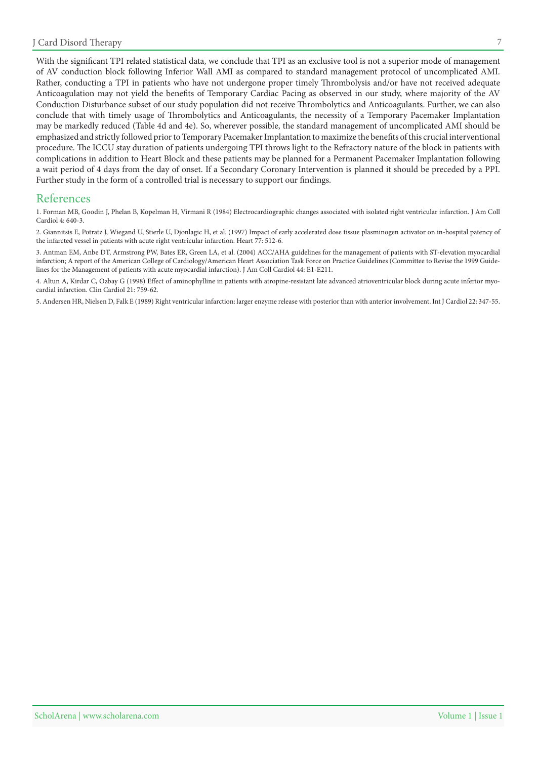With the significant TPI related statistical data, we conclude that TPI as an exclusive tool is not a superior mode of management of AV conducting block following Inferior Wall AMI as compared to standard management protocol of uncomplicated AMI. Rather, conducting a TPI in patients who have not undergone proper timely Thrombolysis and/or have not received adequate Anticoagulation may not yield the benefits of Temporary Cardiac Pacing as observed in our study, where majority of the AV Conduction Disturbance subset of our study population did not receive Thrombolytics and Anticoagulants. Further, we can also conclude that with timely usage of Thrombolytics and Anticoagulants, the necessity of a Temporary Pacemaker Implantation may be markedly reduced (Table 4d and 4e). So, wherever possible, the standard management of uncomplicated AMI should be emphasized and strictly followed prior to Temporary Pacemaker Implantation to maximize the benefits of this crucial interventional procedure. The ICCU stay duration of patients undergoing TPI throws light to the Refractory nature of the block in patients with complications in addition to Heart Block and these patients may be planned for a Permanent Pacemaker Implantation following a wait period of 4 days from the day of onset. If a Secondary Coronary Intervention is planned it should be preceded by a PPI. Further study in the form of a controlled trial is necessary to support our findings.

## References

1. Forman MB, Goodin J, Phelan B, Kopelman H, Virmani R (1984) Electrocardiographic changes associated with isolated right ventricular infarction. J Am Coll Cardiol 4: 640-3.

2. Giannitsis E, Potratz J, Wiegand U, Stierle U, Djonlagic H, et al. (1997) Impact of early accelerated dose tissue plasminogen activator on in-hospital patency of the infarcted vessel in patients with acute right ventricular infarction. Heart 77: 512-6.

3. Antman EM, Anbe DT, Armstrong PW, Bates ER, Green LA, et al. (2004) ACC/AHA guidelines for the management of patients with ST-elevation myocardial infarction; A report of the American College of Cardiology/American Heart Association Task Force on Practice Guidelines (Committee to Revise the 1999 Guidelines for the Management of patients with acute myocardial infarction). J Am Coll Cardiol 44: E1-E211.

4. Altun A, Kirdar C, Ozbay G (1998) Effect of aminophylline in patients with atropine-resistant late advanced atrioventricular block during acute inferior myocardial infarction. Clin Cardiol 21: 759-62.

5. Andersen HR, Nielsen D, Falk E (1989) Right ventricular infarction: larger enzyme release with posterior than with anterior involvement. Int J Cardiol 22: 347-55.